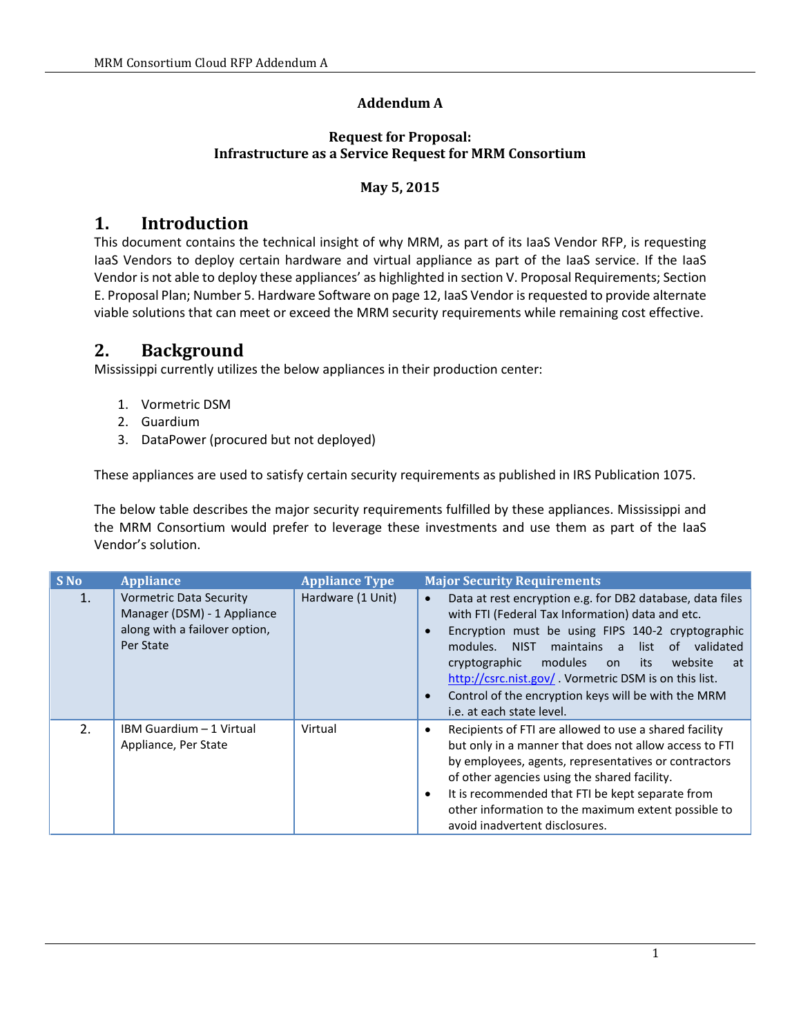**Addendum A**

**Request for Proposal:**
**Infrastructure as a Service Request for MRM Consortium**

**May 5, 2015**

# 1. Introduction

This document contains the technical insight of why MRM, as part of its IaaS Vendor RFP, is requesting IaaS Vendors to deploy certain hardware and virtual appliance as part of the IaaS service. If the IaaS Vendor is not able to deploy these appliances' as highlighted in section V. Proposal Requirements; Section E. Proposal Plan; Number 5. Hardware Software on page 12, IaaS Vendor is requested to provide alternate viable solutions that can meet or exceed the MRM security requirements while remaining cost effective.

# 2. Background

Mississippi currently utilizes the below appliances in their production center:

1. Vormetric DSM
2. Guardium
3. DataPower (procured but not deployed)

These appliances are used to satisfy certain security requirements as published in IRS Publication 1075.

The below table describes the major security requirements fulfilled by these appliances. Mississippi and the MRM Consortium would prefer to leverage these investments and use them as part of the IaaS Vendor's solution.

| S No | Appliance | Appliance Type | Major Security Requirements |
|---|---|---|---|
| 1. | Vormetric Data Security Manager (DSM) - 1 Appliance along with a failover option, Per State | Hardware (1 Unit) | • Data at rest encryption e.g. for DB2 database, data files with FTI (Federal Tax Information) data and etc.<br>• Encryption must be using FIPS 140-2 cryptographic modules. NIST maintains a list of validated cryptographic modules on its website at http://csrc.nist.gov/ . Vormetric DSM is on this list.<br>• Control of the encryption keys will be with the MRM i.e. at each state level. |
| 2. | IBM Guardium – 1 Virtual Appliance, Per State | Virtual | • Recipients of FTI are allowed to use a shared facility but only in a manner that does not allow access to FTI by employees, agents, representatives or contractors of other agencies using the shared facility.<br>• It is recommended that FTI be kept separate from other information to the maximum extent possible to avoid inadvertent disclosures. |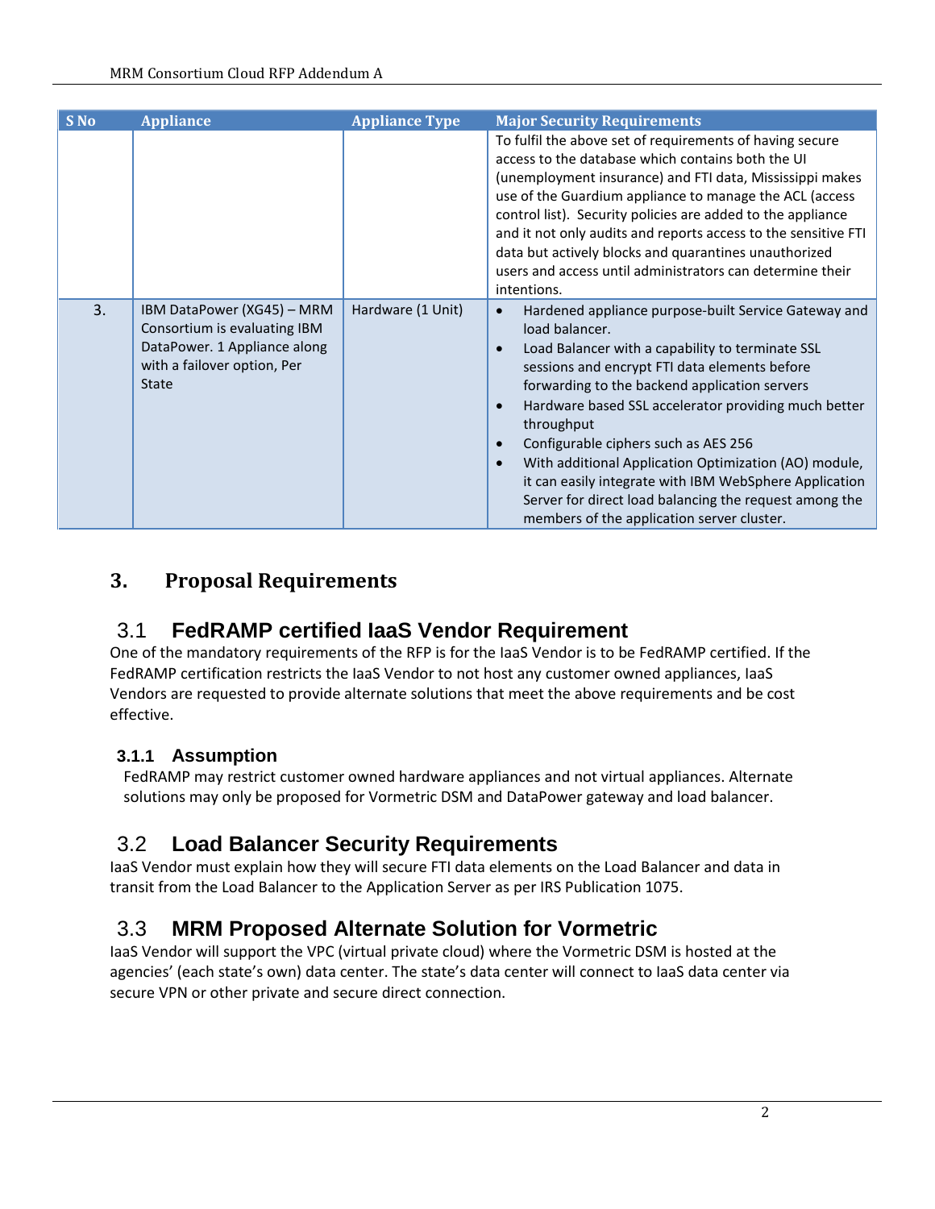| S No | Appliance | Appliance Type | Major Security Requirements |
|---|---|---|---|
| | | | To fulfil the above set of requirements of having secure access to the database which contains both the UI (unemployment insurance) and FTI data, Mississippi makes use of the Guardium appliance to manage the ACL (access control list). Security policies are added to the appliance and it not only audits and reports access to the sensitive FTI data but actively blocks and quarantines unauthorized users and access until administrators can determine their intentions. |
| 3. | IBM DataPower (XG45) – MRM Consortium is evaluating IBM DataPower. 1 Appliance along with a failover option, Per State | Hardware (1 Unit) | • Hardened appliance purpose-built Service Gateway and load balancer.<br>• Load Balancer with a capability to terminate SSL sessions and encrypt FTI data elements before forwarding to the backend application servers<br>• Hardware based SSL accelerator providing much better throughput<br>• Configurable ciphers such as AES 256<br>• With additional Application Optimization (AO) module, it can easily integrate with IBM WebSphere Application Server for direct load balancing the request among the members of the application server cluster. |

# 3. Proposal Requirements

## 3.1 FedRAMP certified IaaS Vendor Requirement

One of the mandatory requirements of the RFP is for the IaaS Vendor is to be FedRAMP certified. If the FedRAMP certification restricts the IaaS Vendor to not host any customer owned appliances, IaaS Vendors are requested to provide alternate solutions that meet the above requirements and be cost effective.

### 3.1.1 Assumption

FedRAMP may restrict customer owned hardware appliances and not virtual appliances. Alternate solutions may only be proposed for Vormetric DSM and DataPower gateway and load balancer.

## 3.2 Load Balancer Security Requirements

IaaS Vendor must explain how they will secure FTI data elements on the Load Balancer and data in transit from the Load Balancer to the Application Server as per IRS Publication 1075.

## 3.3 MRM Proposed Alternate Solution for Vormetric

IaaS Vendor will support the VPC (virtual private cloud) where the Vormetric DSM is hosted at the agencies' (each state's own) data center. The state's data center will connect to IaaS data center via secure VPN or other private and secure direct connection.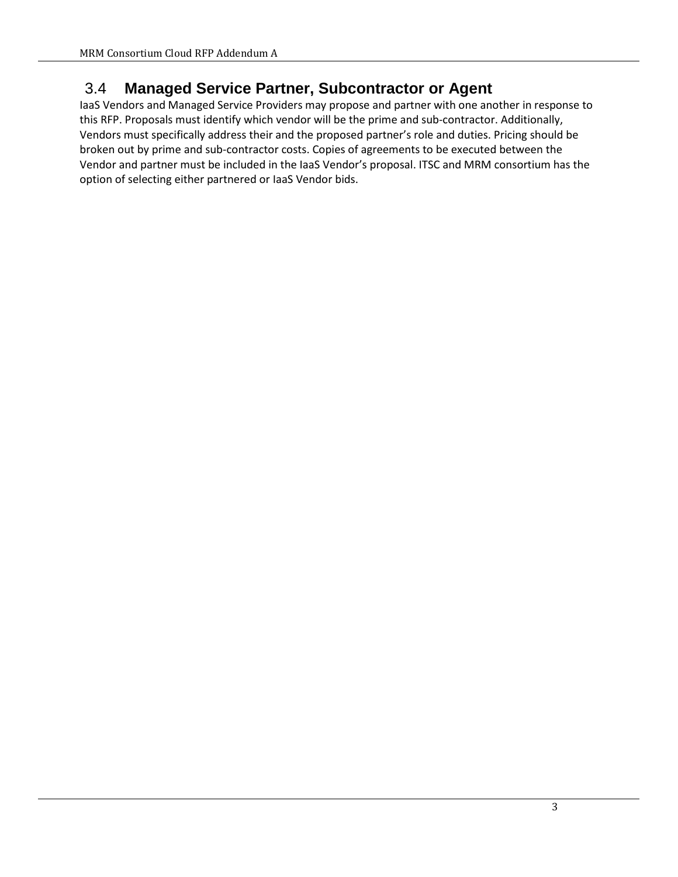## 3.4 Managed Service Partner, Subcontractor or Agent

IaaS Vendors and Managed Service Providers may propose and partner with one another in response to this RFP. Proposals must identify which vendor will be the prime and sub-contractor. Additionally, Vendors must specifically address their and the proposed partner's role and duties. Pricing should be broken out by prime and sub-contractor costs. Copies of agreements to be executed between the Vendor and partner must be included in the IaaS Vendor's proposal. ITSC and MRM consortium has the option of selecting either partnered or IaaS Vendor bids.